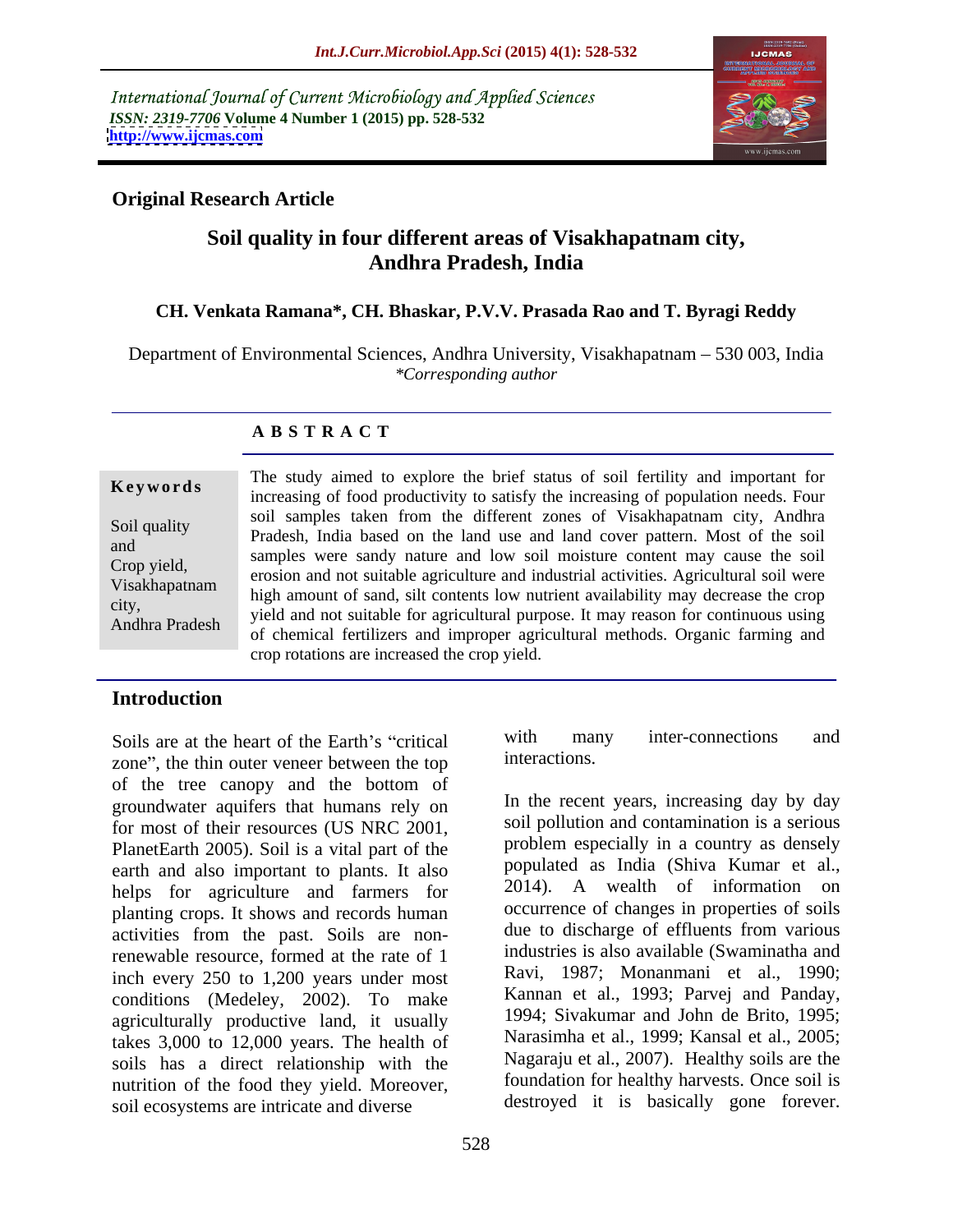International Journal of Current Microbiology and Applied Sciences
*ISSN: 2319-7706* **Volume 4 Number 1 (2015) pp. 528-532**
**http://www.ijcmas.com**

**Original Research Article**

# Soil quality in four different areas of Visakhapatnam city, Andhra Pradesh, India

**CH. Venkata Ramana\*, CH. Bhaskar, P.V.V. Prasada Rao and T. Byragi Reddy**

Department of Environmental Sciences, Andhra University, Visakhapatnam – 530 003, India
*\*Corresponding author*

## ABSTRACT

**Keywords**

Soil quality and Crop yield, Visakhapatnam city, Andhra Pradesh

The study aimed to explore the brief status of soil fertility and important for increasing of food productivity to satisfy the increasing of population needs. Four soil samples taken from the different zones of Visakhapatnam city, Andhra Pradesh, India based on the land use and land cover pattern. Most of the soil samples were sandy nature and low soil moisture content may cause the soil erosion and not suitable agriculture and industrial activities. Agricultural soil were high amount of sand, silt contents low nutrient availability may decrease the crop yield and not suitable for agricultural purpose. It may reason for continuous using of chemical fertilizers and improper agricultural methods. Organic farming and crop rotations are increased the crop yield.

## Introduction

Soils are at the heart of the Earth's "critical zone", the thin outer veneer between the top of the tree canopy and the bottom of groundwater aquifers that humans rely on for most of their resources (US NRC 2001, PlanetEarth 2005). Soil is a vital part of the earth and also important to plants. It also helps for agriculture and farmers for planting crops. It shows and records human activities from the past. Soils are non-renewable resource, formed at the rate of 1 inch every 250 to 1,200 years under most conditions (Medeley, 2002). To make agriculturally productive land, it usually takes 3,000 to 12,000 years. The health of soils has a direct relationship with the nutrition of the food they yield. Moreover, soil ecosystems are intricate and diverse with many inter-connections and interactions.

In the recent years, increasing day by day soil pollution and contamination is a serious problem especially in a country as densely populated as India (Shiva Kumar et al., 2014). A wealth of information on occurrence of changes in properties of soils due to discharge of effluents from various industries is also available (Swaminatha and Ravi, 1987; Monanmani et al., 1990; Kannan et al., 1993; Parvej and Panday, 1994; Sivakumar and John de Brito, 1995; Narasimha et al., 1999; Kansal et al., 2005; Nagaraju et al., 2007). Healthy soils are the foundation for healthy harvests. Once soil is destroyed it is basically gone forever.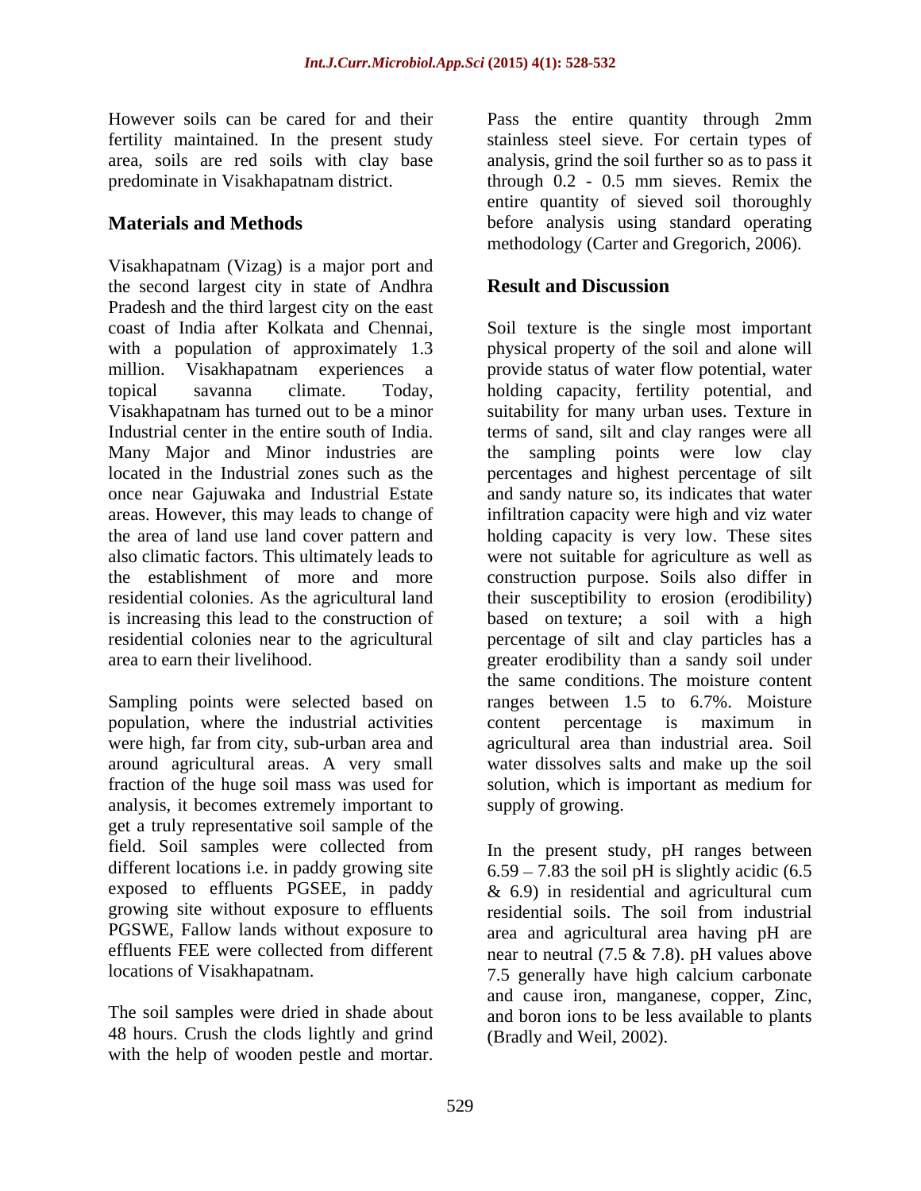However soils can be cared for and their fertility maintained. In the present study area, soils are red soils with clay base predominate in Visakhapatnam district.

## Materials and Methods

Visakhapatnam (Vizag) is a major port and the second largest city in state of Andhra Pradesh and the third largest city on the east coast of India after Kolkata and Chennai, with a population of approximately 1.3 million. Visakhapatnam experiences a topical savanna climate. Today, Visakhapatnam has turned out to be a minor Industrial center in the entire south of India. Many Major and Minor industries are located in the Industrial zones such as the once near Gajuwaka and Industrial Estate areas. However, this may leads to change of the area of land use land cover pattern and also climatic factors. This ultimately leads to the establishment of more and more residential colonies. As the agricultural land is increasing this lead to the construction of residential colonies near to the agricultural area to earn their livelihood.

Sampling points were selected based on population, where the industrial activities were high, far from city, sub-urban area and around agricultural areas. A very small fraction of the huge soil mass was used for analysis, it becomes extremely important to get a truly representative soil sample of the field. Soil samples were collected from different locations i.e. in paddy growing site exposed to effluents PGSEE, in paddy growing site without exposure to effluents PGSWE, Fallow lands without exposure to effluents FEE were collected from different locations of Visakhapatnam.

The soil samples were dried in shade about 48 hours. Crush the clods lightly and grind with the help of wooden pestle and mortar. Pass the entire quantity through 2mm stainless steel sieve. For certain types of analysis, grind the soil further so as to pass it through 0.2 - 0.5 mm sieves. Remix the entire quantity of sieved soil thoroughly before analysis using standard operating methodology (Carter and Gregorich, 2006).

## Result and Discussion

Soil texture is the single most important physical property of the soil and alone will provide status of water flow potential, water holding capacity, fertility potential, and suitability for many urban uses. Texture in terms of sand, silt and clay ranges were all the sampling points were low clay percentages and highest percentage of silt and sandy nature so, its indicates that water infiltration capacity were high and viz water holding capacity is very low. These sites were not suitable for agriculture as well as construction purpose. Soils also differ in their susceptibility to erosion (erodibility) based on texture; a soil with a high percentage of silt and clay particles has a greater erodibility than a sandy soil under the same conditions. The moisture content ranges between 1.5 to 6.7%. Moisture content percentage is maximum in agricultural area than industrial area. Soil water dissolves salts and make up the soil solution, which is important as medium for supply of growing.

In the present study, pH ranges between 6.59 – 7.83 the soil pH is slightly acidic (6.5 & 6.9) in residential and agricultural cum residential soils. The soil from industrial area and agricultural area having pH are near to neutral (7.5 & 7.8). pH values above 7.5 generally have high calcium carbonate and cause iron, manganese, copper, Zinc, and boron ions to be less available to plants (Bradly and Weil, 2002).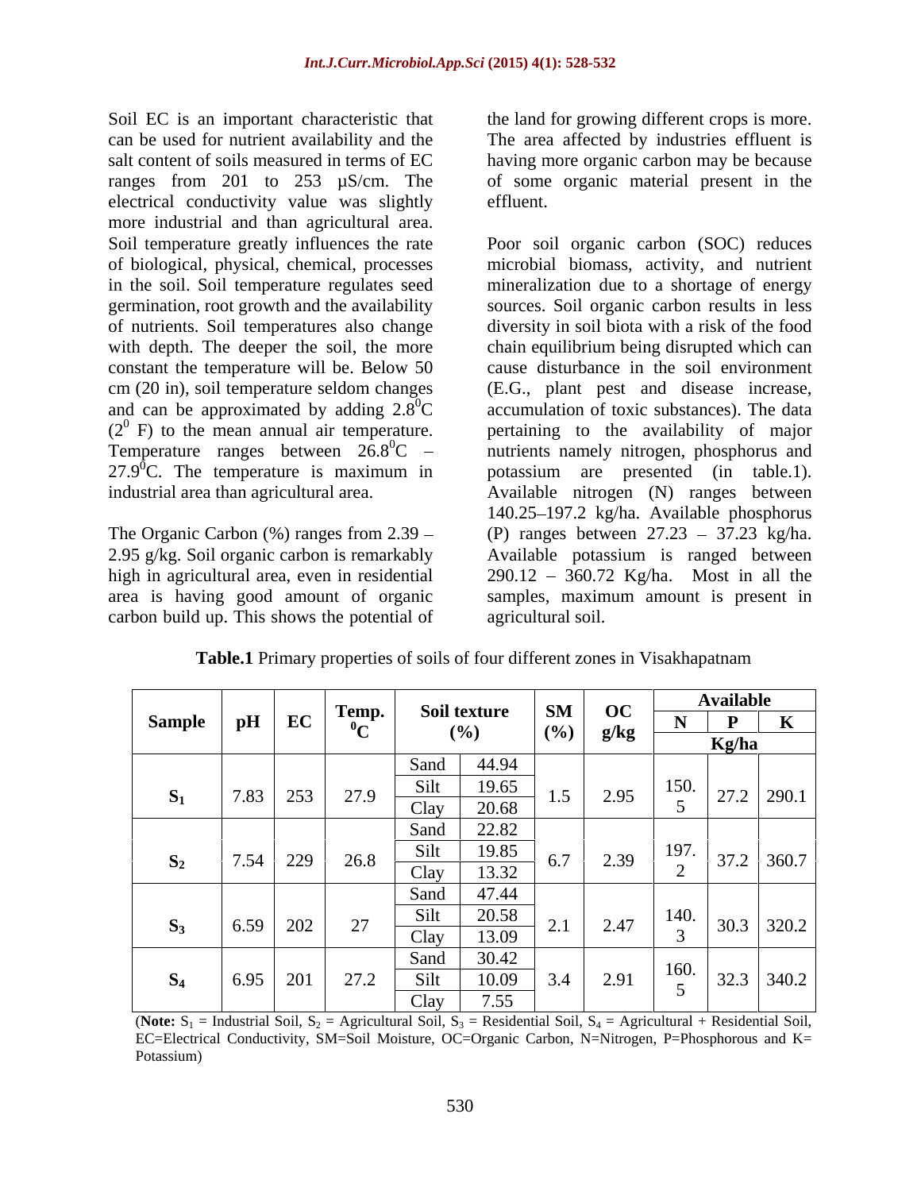Soil EC is an important characteristic that can be used for nutrient availability and the salt content of soils measured in terms of EC ranges from 201 to 253 µS/cm. The electrical conductivity value was slightly more industrial and than agricultural area. Soil temperature greatly influences the rate of biological, physical, chemical, processes in the soil. Soil temperature regulates seed germination, root growth and the availability of nutrients. Soil temperatures also change with depth. The deeper the soil, the more constant the temperature will be. Below 50 cm (20 in), soil temperature seldom changes and can be approximated by adding 2.8$^0$C ($2^0$ F) to the mean annual air temperature. Temperature ranges between 26.8$^0$C – 27.9$^0$C. The temperature is maximum in industrial area than agricultural area.

The Organic Carbon (%) ranges from 2.39 – 2.95 g/kg. Soil organic carbon is remarkably high in agricultural area, even in residential area is having good amount of organic carbon build up. This shows the potential of the land for growing different crops is more. The area affected by industries effluent is having more organic carbon may be because of some organic material present in the effluent.

Poor soil organic carbon (SOC) reduces microbial biomass, activity, and nutrient mineralization due to a shortage of energy sources. Soil organic carbon results in less diversity in soil biota with a risk of the food chain equilibrium being disrupted which can cause disturbance in the soil environment (E.G., plant pest and disease increase, accumulation of toxic substances). The data pertaining to the availability of major nutrients namely nitrogen, phosphorus and potassium are presented (in table.1). Available nitrogen (N) ranges between 140.25–197.2 kg/ha. Available phosphorus (P) ranges between 27.23 – 37.23 kg/ha. Available potassium is ranged between 290.12 – 360.72 Kg/ha. Most in all the samples, maximum amount is present in agricultural soil.

**Table.1** Primary properties of soils of four different zones in Visakhapatnam

| Sample | pH | EC | Temp. $^0$C | Soil texture (%) | | SM (%) | OC g/kg | Available | | |
|---|---|---|---|---|---|---|---|---|---|---|
| | | | | | | | | N | P | K |
| | | | | | | | | Kg/ha | | |
| $S_1$ | 7.83 | 253 | 27.9 | Sand | 44.94 | 1.5 | 2.95 | 150.5 | 27.2 | 290.1 |
| | | | | Silt | 19.65 | | | | | |
| | | | | Clay | 20.68 | | | | | |
| $S_2$ | 7.54 | 229 | 26.8 | Sand | 22.82 | 6.7 | 2.39 | 197.2 | 37.2 | 360.7 |
| | | | | Silt | 19.85 | | | | | |
| | | | | Clay | 13.32 | | | | | |
| $S_3$ | 6.59 | 202 | 27 | Sand | 47.44 | 2.1 | 2.47 | 140.3 | 30.3 | 320.2 |
| | | | | Silt | 20.58 | | | | | |
| | | | | Clay | 13.09 | | | | | |
| $S_4$ | 6.95 | 201 | 27.2 | Sand | 30.42 | 3.4 | 2.91 | 160.5 | 32.3 | 340.2 |
| | | | | Silt | 10.09 | | | | | |
| | | | | Clay | 7.55 | | | | | |

(**Note:** $S_1$ = Industrial Soil, $S_2$ = Agricultural Soil, $S_3$ = Residential Soil, $S_4$ = Agricultural + Residential Soil, EC=Electrical Conductivity, SM=Soil Moisture, OC=Organic Carbon, N=Nitrogen, P=Phosphorous and K= Potassium)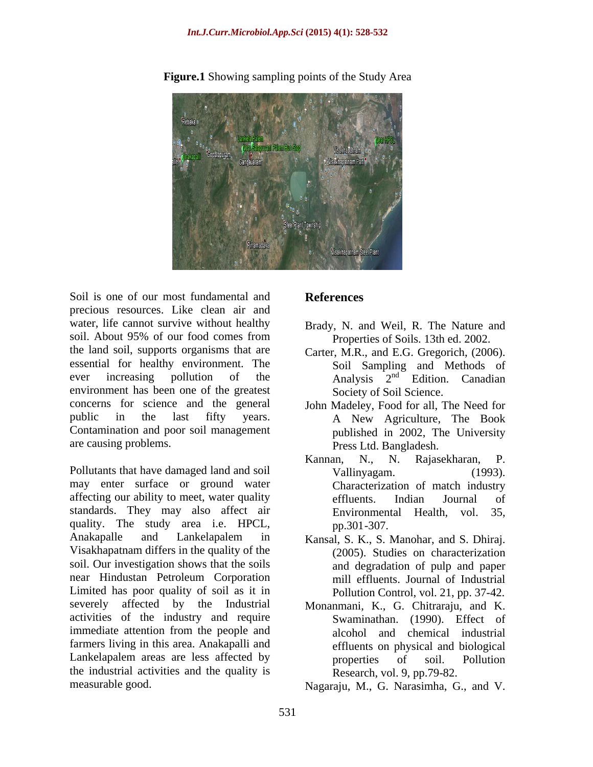**Figure.1** Showing sampling points of the Study Area

Soil is one of our most fundamental and precious resources. Like clean air and water, life cannot survive without healthy soil. About 95% of our food comes from the land soil, supports organisms that are essential for healthy environment. The ever increasing pollution of the environment has been one of the greatest concerns for science and the general public in the last fifty years. Contamination and poor soil management are causing problems.

Pollutants that have damaged land and soil may enter surface or ground water affecting our ability to meet, water quality standards. They may also affect air quality. The study area i.e. HPCL, Anakapalle and Lankelapalem in Visakhapatnam differs in the quality of the soil. Our investigation shows that the soils near Hindustan Petroleum Corporation Limited has poor quality of soil as it in severely affected by the Industrial activities of the industry and require immediate attention from the people and farmers living in this area. Anakapalli and Lankelapalem areas are less affected by the industrial activities and the quality is measurable good.

## References

Brady, N. and Weil, R. The Nature and Properties of Soils. 13th ed. 2002.

Carter, M.R., and E.G. Gregorich, (2006). Soil Sampling and Methods of Analysis 2nd Edition. Canadian Society of Soil Science.

John Madeley, Food for all, The Need for A New Agriculture, The Book published in 2002, The University Press Ltd. Bangladesh.

Kannan, N., N. Rajasekharan, P. Vallinyagam. (1993). Characterization of match industry effluents. Indian Journal of Environmental Health, vol. 35, pp.301-307.

Kansal, S. K., S. Manohar, and S. Dhiraj. (2005). Studies on characterization and degradation of pulp and paper mill effluents. Journal of Industrial Pollution Control, vol. 21, pp. 37-42.

Monanmani, K., G. Chitraraju, and K. Swaminathan. (1990). Effect of alcohol and chemical industrial effluents on physical and biological properties of soil. Pollution Research, vol. 9, pp.79-82.

Nagaraju, M., G. Narasimha, G., and V.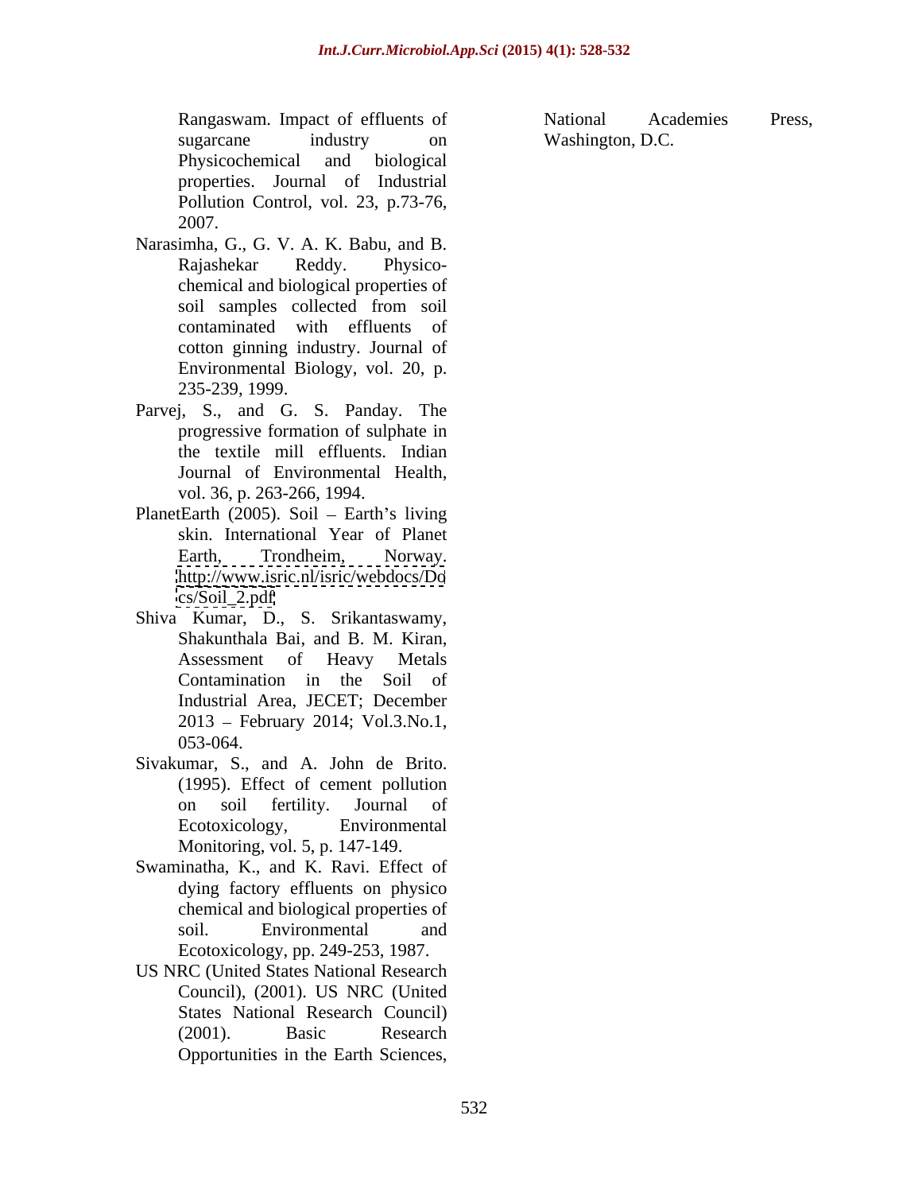Rangaswam. Impact of effluents of sugarcane industry on Physicochemical and biological properties. Journal of Industrial Pollution Control, vol. 23, p.73-76, 2007.

Narasimha, G., G. V. A. K. Babu, and B. Rajashekar Reddy. Physico-chemical and biological properties of soil samples collected from soil contaminated with effluents of cotton ginning industry. Journal of Environmental Biology, vol. 20, p. 235-239, 1999.

Parvej, S., and G. S. Panday. The progressive formation of sulphate in the textile mill effluents. Indian Journal of Environmental Health, vol. 36, p. 263-266, 1994.

PlanetEarth (2005). Soil – Earth's living skin. International Year of Planet Earth, Trondheim, Norway. http://www.isric.nl/isric/webdocs/Docs/Soil_2.pdf

Shiva Kumar, D., S. Srikantaswamy, Shakunthala Bai, and B. M. Kiran, Assessment of Heavy Metals Contamination in the Soil of Industrial Area, JECET; December 2013 – February 2014; Vol.3.No.1, 053-064.

Sivakumar, S., and A. John de Brito. (1995). Effect of cement pollution on soil fertility. Journal of Ecotoxicology, Environmental Monitoring, vol. 5, p. 147-149.

Swaminatha, K., and K. Ravi. Effect of dying factory effluents on physico chemical and biological properties of soil. Environmental and Ecotoxicology, pp. 249-253, 1987.

US NRC (United States National Research Council), (2001). US NRC (United States National Research Council) (2001). Basic Research Opportunities in the Earth Sciences, National Academies Press, Washington, D.C.